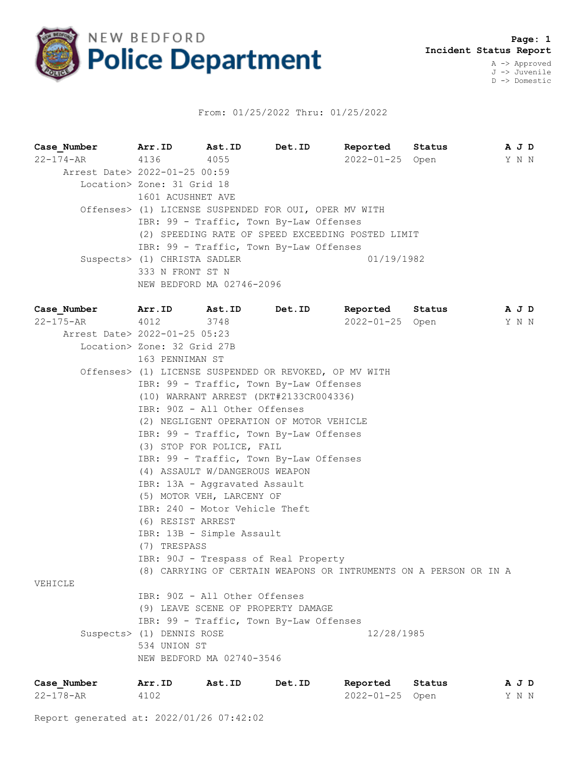# NEW BEDFORD Police Department

**Page: 1**
**Incident Status Report**

A -> Approved
J -> Juvenile
D -> Domestic

From: 01/25/2022 Thru: 01/25/2022

| Case_Number | Arr.ID | Ast.ID | Det.ID | Reported | Status | A J D |
|---|---|---|---|---|---|---|
| 22-174-AR | 4136 | 4055 | | 2022-01-25 | Open | Y N N |

Arrest Date> 2022-01-25 00:59
Location> Zone: 31 Grid 18
1601 ACUSHNET AVE
Offenses> (1) LICENSE SUSPENDED FOR OUI, OPER MV WITH
IBR: 99 - Traffic, Town By-Law Offenses
(2) SPEEDING RATE OF SPEED EXCEEDING POSTED LIMIT
IBR: 99 - Traffic, Town By-Law Offenses
Suspects> (1) CHRISTA SADLER 01/19/1982
333 N FRONT ST N
NEW BEDFORD MA 02746-2096

| Case_Number | Arr.ID | Ast.ID | Det.ID | Reported | Status | A J D |
|---|---|---|---|---|---|---|
| 22-175-AR | 4012 | 3748 | | 2022-01-25 | Open | Y N N |

Arrest Date> 2022-01-25 05:23
Location> Zone: 32 Grid 27B
163 PENNIMAN ST
Offenses> (1) LICENSE SUSPENDED OR REVOKED, OP MV WITH
IBR: 99 - Traffic, Town By-Law Offenses
(10) WARRANT ARREST (DKT#2133CR004336)
IBR: 90Z - All Other Offenses
(2) NEGLIGENT OPERATION OF MOTOR VEHICLE
IBR: 99 - Traffic, Town By-Law Offenses
(3) STOP FOR POLICE, FAIL
IBR: 99 - Traffic, Town By-Law Offenses
(4) ASSAULT W/DANGEROUS WEAPON
IBR: 13A - Aggravated Assault
(5) MOTOR VEH, LARCENY OF
IBR: 240 - Motor Vehicle Theft
(6) RESIST ARREST
IBR: 13B - Simple Assault
(7) TRESPASS
IBR: 90J - Trespass of Real Property
(8) CARRYING OF CERTAIN WEAPONS OR INTRUMENTS ON A PERSON OR IN A VEHICLE
IBR: 90Z - All Other Offenses
(9) LEAVE SCENE OF PROPERTY DAMAGE
IBR: 99 - Traffic, Town By-Law Offenses
Suspects> (1) DENNIS ROSE 12/28/1985
534 UNION ST
NEW BEDFORD MA 02740-3546

| Case_Number | Arr.ID | Ast.ID | Det.ID | Reported | Status | A J D |
|---|---|---|---|---|---|---|
| 22-178-AR | 4102 | | | 2022-01-25 | Open | Y N N |

Report generated at: 2022/01/26 07:42:02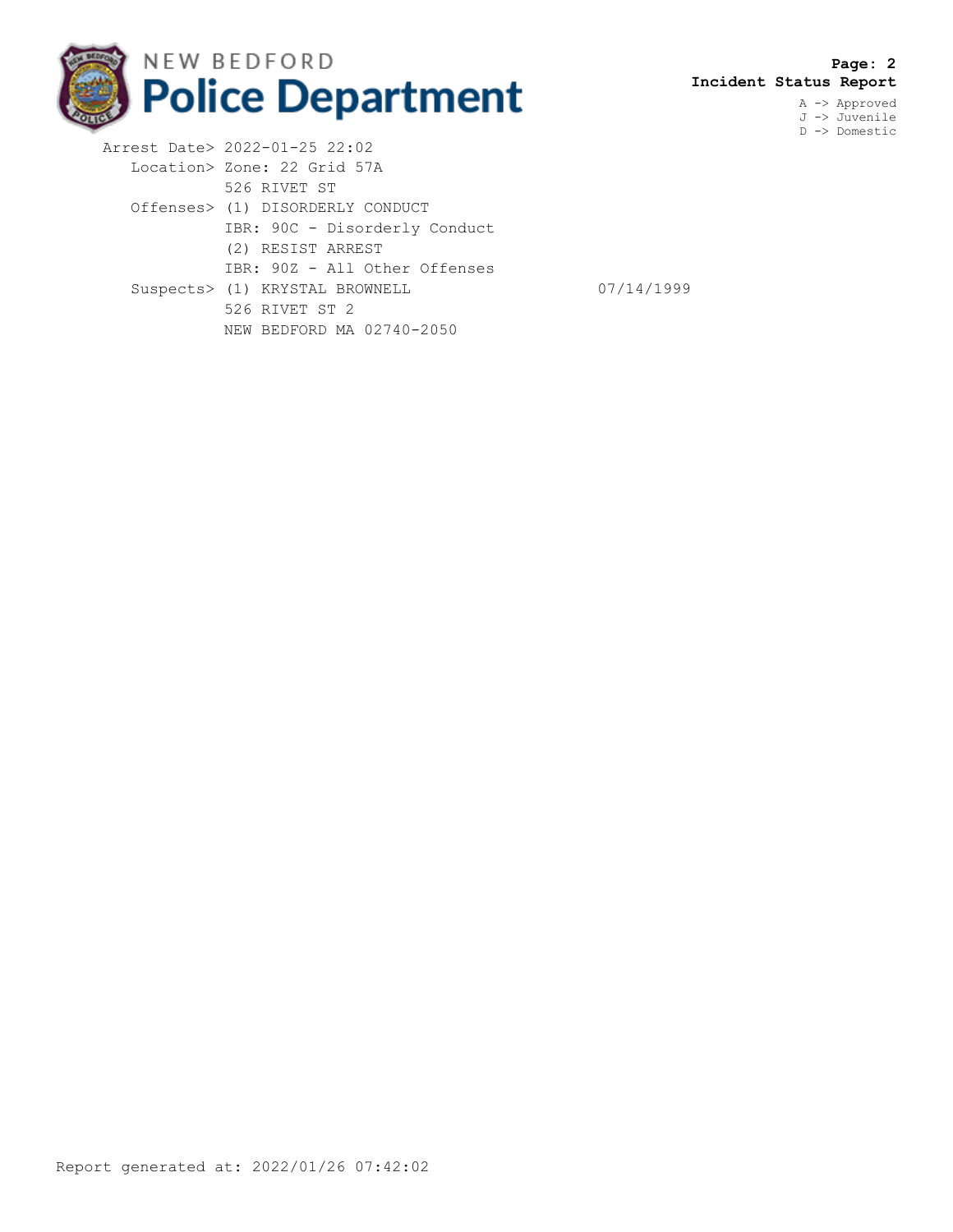NEW BEDFORD
**Police Department**

**Incident Status Report**

A -> Approved
J -> Juvenile
D -> Domestic

```
Arrest Date> 2022-01-25 22:02
   Location> Zone: 22 Grid 57A
             526 RIVET ST
   Offenses> (1) DISORDERLY CONDUCT
             IBR: 90C - Disorderly Conduct
             (2) RESIST ARREST
             IBR: 90Z - All Other Offenses
   Suspects> (1) KRYSTAL BROWNELL                  07/14/1999
             526 RIVET ST 2
             NEW BEDFORD MA 02740-2050
```

Report generated at: 2022/01/26 07:42:02